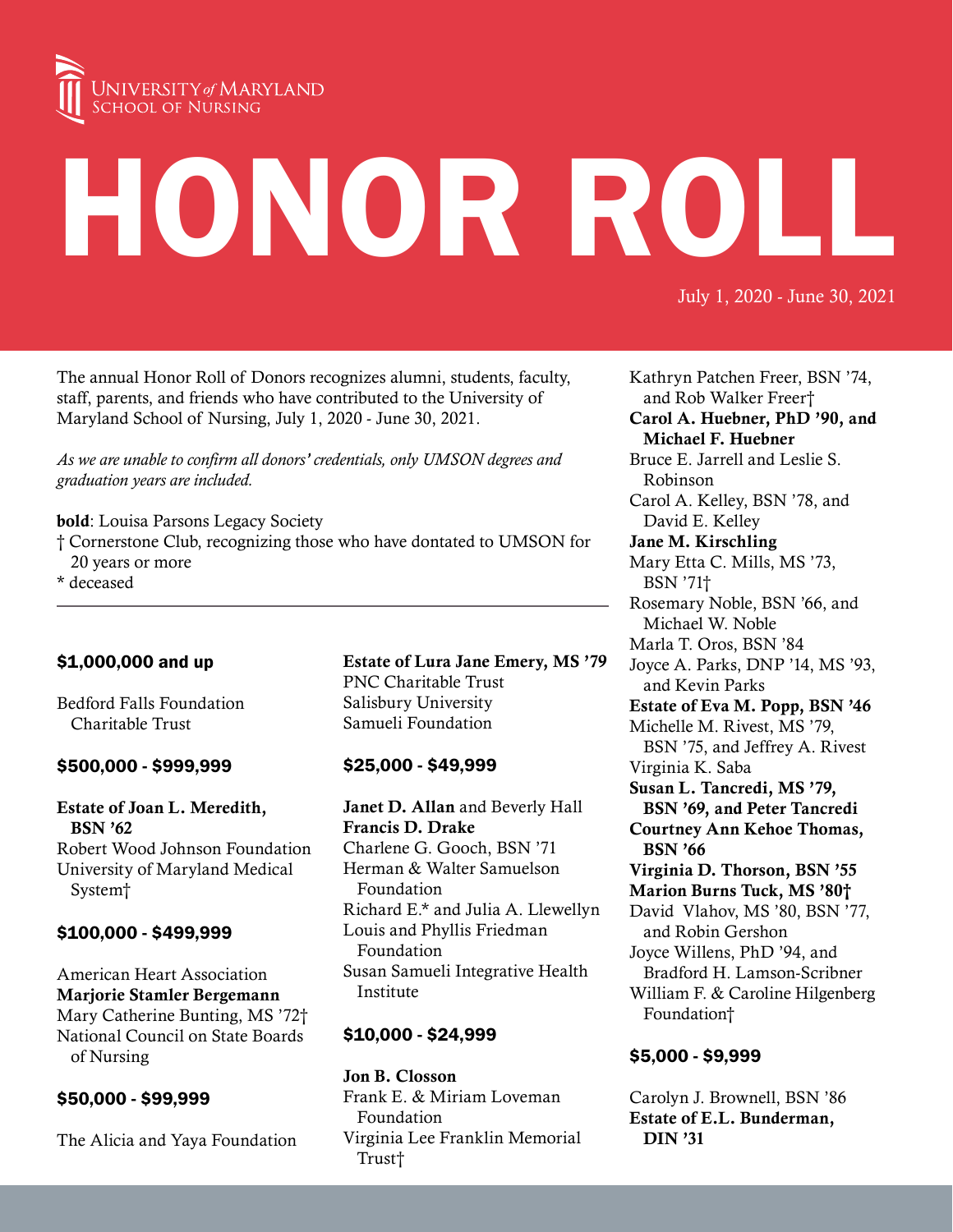University of Maryland School of Nursing

# HONOR ROLL

July 1, 2020 - June 30, 2021

The annual Honor Roll of Donors recognizes alumni, students, faculty, staff, parents, and friends who have contributed to the University of Maryland School of Nursing, July 1, 2020 - June 30, 2021.

*As we are unable to confirm all donors' credentials, only UMSON degrees and graduation years are included.*

**bold**: Louisa Parsons Legacy Society
† Cornerstone Club, recognizing those who have dontated to UMSON for 20 years or more
* deceased

---

### $1,000,000 and up

Bedford Falls Foundation Charitable Trust

### $500,000 - $999,999

**Estate of Joan L. Meredith, BSN '62**
Robert Wood Johnson Foundation
University of Maryland Medical System†

### $100,000 - $499,999

American Heart Association
**Marjorie Stamler Bergemann**
Mary Catherine Bunting, MS '72†
National Council on State Boards of Nursing

### $50,000 - $99,999

The Alicia and Yaya Foundation
**Estate of Lura Jane Emery, MS '79**
PNC Charitable Trust
Salisbury University
Samueli Foundation

### $25,000 - $49,999

**Janet D. Allan** and Beverly Hall
**Francis D. Drake**
Charlene G. Gooch, BSN '71
Herman & Walter Samuelson Foundation
Richard E.* and Julia A. Llewellyn
Louis and Phyllis Friedman Foundation
Susan Samueli Integrative Health Institute

### $10,000 - $24,999

**Jon B. Closson**
Frank E. & Miriam Loveman Foundation
Virginia Lee Franklin Memorial Trust†
Kathryn Patchen Freer, BSN '74, and Rob Walker Freer†
**Carol A. Huebner, PhD '90, and Michael F. Huebner**
Bruce E. Jarrell and Leslie S. Robinson
Carol A. Kelley, BSN '78, and David E. Kelley
**Jane M. Kirschling**
Mary Etta C. Mills, MS '73, BSN '71†
Rosemary Noble, BSN '66, and Michael W. Noble
Marla T. Oros, BSN '84
Joyce A. Parks, DNP '14, MS '93, and Kevin Parks
**Estate of Eva M. Popp, BSN '46**
Michelle M. Rivest, MS '79, BSN '75, and Jeffrey A. Rivest
Virginia K. Saba
**Susan L. Tancredi, MS '79, BSN '69, and Peter Tancredi**
**Courtney Ann Kehoe Thomas, BSN '66**
**Virginia D. Thorson, BSN '55**
**Marion Burns Tuck, MS '80†**
David Vlahov, MS '80, BSN '77, and Robin Gershon
Joyce Willens, PhD '94, and Bradford H. Lamson-Scribner
William F. & Caroline Hilgenberg Foundation†

### $5,000 - $9,999

Carolyn J. Brownell, BSN '86
**Estate of E.L. Bunderman, DIN '31**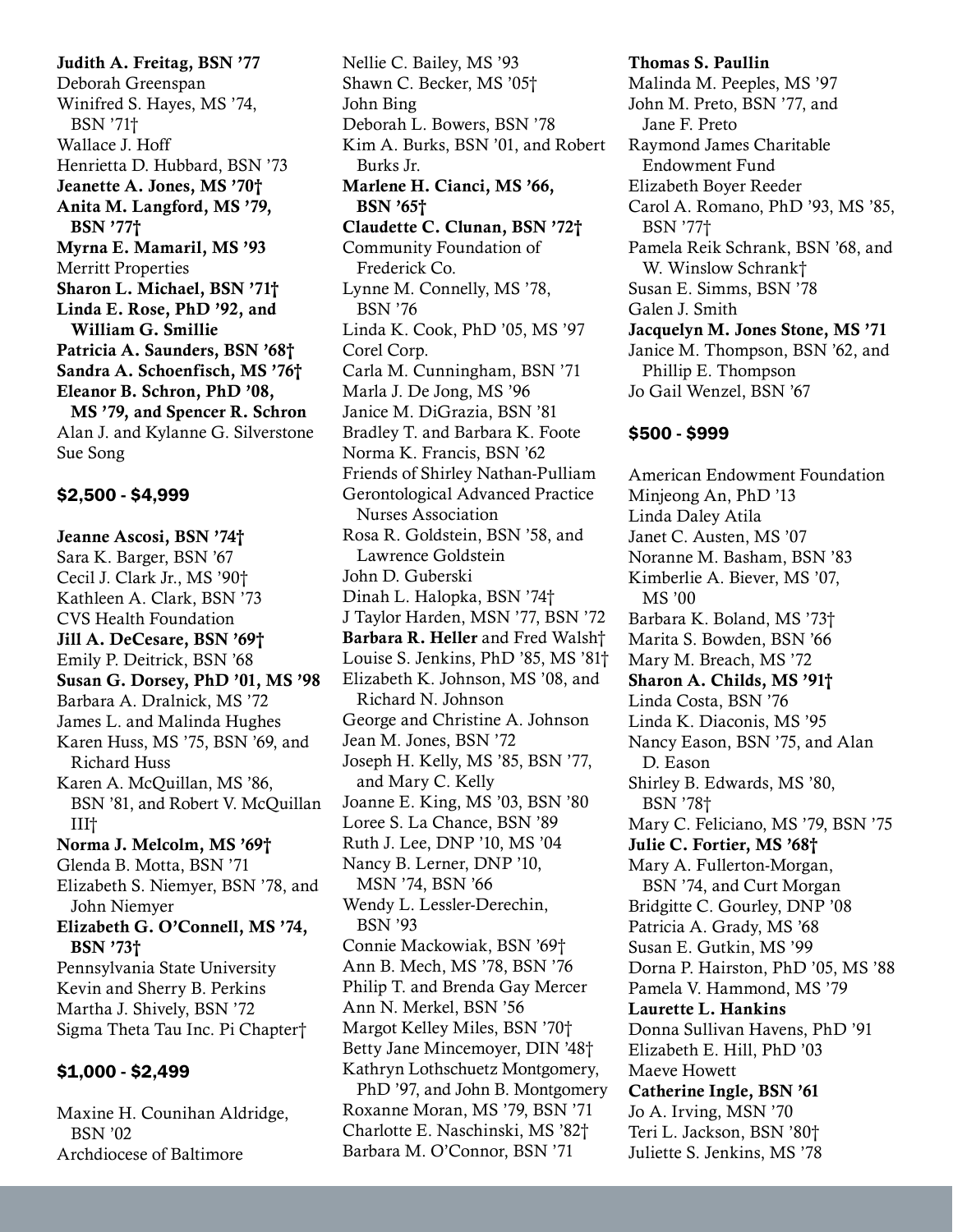**Judith A. Freitag, BSN ’77**
Deborah Greenspan
Winifred S. Hayes, MS ’74, BSN ’71†
Wallace J. Hoff
Henrietta D. Hubbard, BSN ’73
**Jeanette A. Jones, MS ’70†**
**Anita M. Langford, MS ’79, BSN ’77†**
**Myrna E. Mamaril, MS ’93**
Merritt Properties
**Sharon L. Michael, BSN ’71†**
**Linda E. Rose, PhD ’92, and William G. Smillie**
**Patricia A. Saunders, BSN ’68†**
**Sandra A. Schoenfisch, MS ’76†**
**Eleanor B. Schron, PhD ’08, MS ’79, and Spencer R. Schron**
Alan J. and Kylanne G. Silverstone
Sue Song

## $2,500 - $4,999

**Jeanne Ascosi, BSN ’74†**
Sara K. Barger, BSN ’67
Cecil J. Clark Jr., MS ’90†
Kathleen A. Clark, BSN ’73
CVS Health Foundation
**Jill A. DeCesare, BSN ’69†**
Emily P. Deitrick, BSN ’68
**Susan G. Dorsey, PhD ’01, MS ’98**
Barbara A. Dralnick, MS ’72
James L. and Malinda Hughes
Karen Huss, MS ’75, BSN ’69, and Richard Huss
Karen A. McQuillan, MS ’86, BSN ’81, and Robert V. McQuillan III†
**Norma J. Melcolm, MS ’69†**
Glenda B. Motta, BSN ’71
Elizabeth S. Niemyer, BSN ’78, and John Niemyer
**Elizabeth G. O’Connell, MS ’74, BSN ’73†**
Pennsylvania State University
Kevin and Sherry B. Perkins
Martha J. Shively, BSN ’72
Sigma Theta Tau Inc. Pi Chapter†

## $1,000 - $2,499

Maxine H. Counihan Aldridge, BSN ’02
Archdiocese of Baltimore
Nellie C. Bailey, MS ’93
Shawn C. Becker, MS ’05†
John Bing
Deborah L. Bowers, BSN ’78
Kim A. Burks, BSN ’01, and Robert Burks Jr.
**Marlene H. Cianci, MS ’66, BSN ’65†**
**Claudette C. Clunan, BSN ’72†**
Community Foundation of Frederick Co.
Lynne M. Connelly, MS ’78, BSN ’76
Linda K. Cook, PhD ’05, MS ’97
Corel Corp.
Carla M. Cunningham, BSN ’71
Marla J. De Jong, MS ’96
Janice M. DiGrazia, BSN ’81
Bradley T. and Barbara K. Foote
Norma K. Francis, BSN ’62
Friends of Shirley Nathan-Pulliam
Gerontological Advanced Practice Nurses Association
Rosa R. Goldstein, BSN ’58, and Lawrence Goldstein
John D. Guberski
Dinah L. Halopka, BSN ’74†
J Taylor Harden, MSN ’77, BSN ’72
**Barbara R. Heller** and Fred Walsh†
Louise S. Jenkins, PhD ’85, MS ’81†
Elizabeth K. Johnson, MS ’08, and Richard N. Johnson
George and Christine A. Johnson
Jean M. Jones, BSN ’72
Joseph H. Kelly, MS ’85, BSN ’77, and Mary C. Kelly
Joanne E. King, MS ’03, BSN ’80
Loree S. La Chance, BSN ’89
Ruth J. Lee, DNP ’10, MS ’04
Nancy B. Lerner, DNP ’10, MSN ’74, BSN ’66
Wendy L. Lessler-Derechin, BSN ’93
Connie Mackowiak, BSN ’69†
Ann B. Mech, MS ’78, BSN ’76
Philip T. and Brenda Gay Mercer
Ann N. Merkel, BSN ’56
Margot Kelley Miles, BSN ’70†
Betty Jane Mincemoyer, DIN ’48†
Kathryn Lothschuetz Montgomery, PhD ’97, and John B. Montgomery
Roxanne Moran, MS ’79, BSN ’71
Charlotte E. Naschinski, MS ’82†
Barbara M. O’Connor, BSN ’71
**Thomas S. Paullin**
Malinda M. Peeples, MS ’97
John M. Preto, BSN ’77, and Jane F. Preto
Raymond James Charitable Endowment Fund
Elizabeth Boyer Reeder
Carol A. Romano, PhD ’93, MS ’85, BSN ’77†
Pamela Reik Schrank, BSN ’68, and W. Winslow Schrank†
Susan E. Simms, BSN ’78
Galen J. Smith
**Jacquelyn M. Jones Stone, MS ’71**
Janice M. Thompson, BSN ’62, and Phillip E. Thompson
Jo Gail Wenzel, BSN ’67

## $500 - $999

American Endowment Foundation
Minjeong An, PhD ’13
Linda Daley Atila
Janet C. Austen, MS ’07
Noranne M. Basham, BSN ’83
Kimberlie A. Biever, MS ’07, MS ’00
Barbara K. Boland, MS ’73†
Marita S. Bowden, BSN ’66
Mary M. Breach, MS ’72
**Sharon A. Childs, MS ’91†**
Linda Costa, BSN ’76
Linda K. Diaconis, MS ’95
Nancy Eason, BSN ’75, and Alan D. Eason
Shirley B. Edwards, MS ’80, BSN ’78†
Mary C. Feliciano, MS ’79, BSN ’75
**Julie C. Fortier, MS ’68†**
Mary A. Fullerton-Morgan, BSN ’74, and Curt Morgan
Bridgitte C. Gourley, DNP ’08
Patricia A. Grady, MS ’68
Susan E. Gutkin, MS ’99
Dorna P. Hairston, PhD ’05, MS ’88
Pamela V. Hammond, MS ’79
**Laurette L. Hankins**
Donna Sullivan Havens, PhD ’91
Elizabeth E. Hill, PhD ’03
Maeve Howett
**Catherine Ingle, BSN ’61**
Jo A. Irving, MSN ’70
Teri L. Jackson, BSN ’80†
Juliette S. Jenkins, MS ’78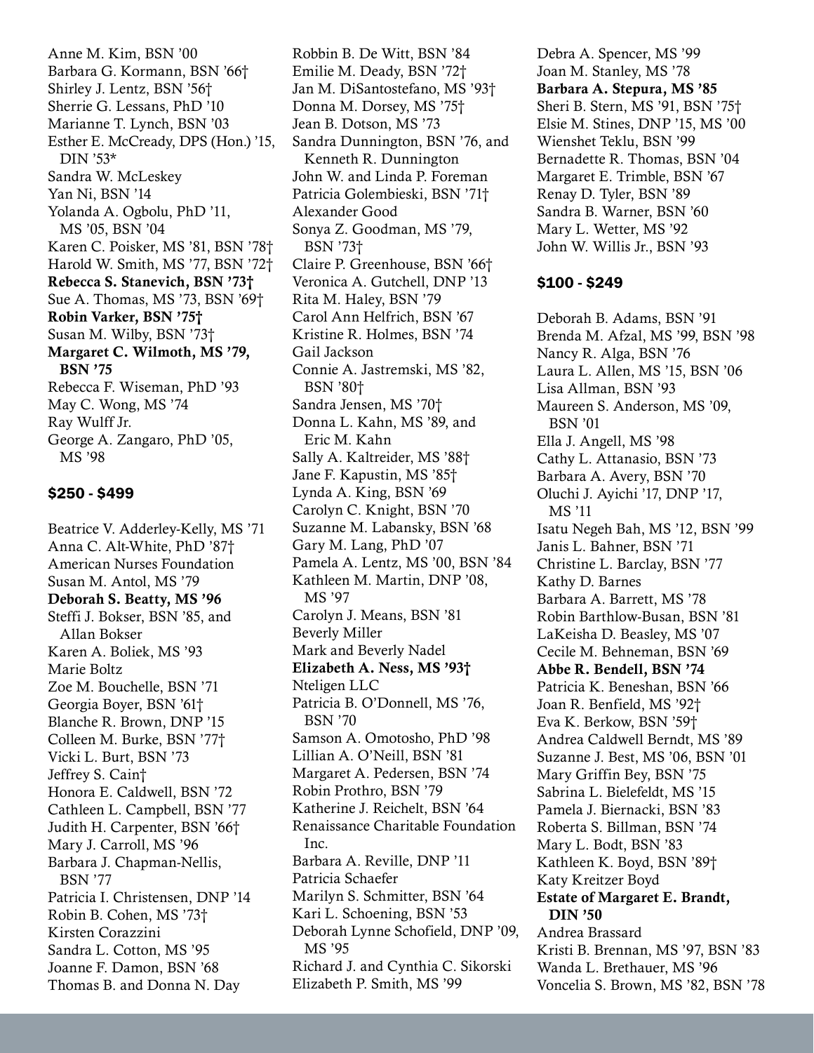Anne M. Kim, BSN ’00
Barbara G. Kormann, BSN ’66†
Shirley J. Lentz, BSN ’56†
Sherrie G. Lessans, PhD ’10
Marianne T. Lynch, BSN ’03
Esther E. McCready, DPS (Hon.) ’15, DIN ’53*
Sandra W. McLeskey
Yan Ni, BSN ’14
Yolanda A. Ogbolu, PhD ’11, MS ’05, BSN ’04
Karen C. Poisker, MS ’81, BSN ’78†
Harold W. Smith, MS ’77, BSN ’72†
**Rebecca S. Stanevich, BSN ’73†**
Sue A. Thomas, MS ’73, BSN ’69†
**Robin Varker, BSN ’75†**
Susan M. Wilby, BSN ’73†
**Margaret C. Wilmoth, MS ’79, BSN ’75**
Rebecca F. Wiseman, PhD ’93
May C. Wong, MS ’74
Ray Wulff Jr.
George A. Zangaro, PhD ’05, MS ’98

### $250 - $499

Beatrice V. Adderley-Kelly, MS ’71
Anna C. Alt-White, PhD ’87†
American Nurses Foundation
Susan M. Antol, MS ’79
**Deborah S. Beatty, MS ’96**
Steffi J. Bokser, BSN ’85, and Allan Bokser
Karen A. Boliek, MS ’93
Marie Boltz
Zoe M. Bouchelle, BSN ’71
Georgia Boyer, BSN ’61†
Blanche R. Brown, DNP ’15
Colleen M. Burke, BSN ’77†
Vicki L. Burt, BSN ’73
Jeffrey S. Cain†
Honora E. Caldwell, BSN ’72
Cathleen L. Campbell, BSN ’77
Judith H. Carpenter, BSN ’66†
Mary J. Carroll, MS ’96
Barbara J. Chapman-Nellis, BSN ’77
Patricia I. Christensen, DNP ’14
Robin B. Cohen, MS ’73†
Kirsten Corazzini
Sandra L. Cotton, MS ’95
Joanne F. Damon, BSN ’68
Thomas B. and Donna N. Day
Robbin B. De Witt, BSN ’84
Emilie M. Deady, BSN ’72†
Jan M. DiSantostefano, MS ’93†
Donna M. Dorsey, MS ’75†
Jean B. Dotson, MS ’73
Sandra Dunnington, BSN ’76, and Kenneth R. Dunnington
John W. and Linda P. Foreman
Patricia Golembieski, BSN ’71†
Alexander Good
Sonya Z. Goodman, MS ’79, BSN ’73†
Claire P. Greenhouse, BSN ’66†
Veronica A. Gutchell, DNP ’13
Rita M. Haley, BSN ’79
Carol Ann Helfrich, BSN ’67
Kristine R. Holmes, BSN ’74
Gail Jackson
Connie A. Jastremski, MS ’82, BSN ’80†
Sandra Jensen, MS ’70†
Donna L. Kahn, MS ’89, and Eric M. Kahn
Sally A. Kaltreider, MS ’88†
Jane F. Kapustin, MS ’85†
Lynda A. King, BSN ’69
Carolyn C. Knight, BSN ’70
Suzanne M. Labansky, BSN ’68
Gary M. Lang, PhD ’07
Pamela A. Lentz, MS ’00, BSN ’84
Kathleen M. Martin, DNP ’08, MS ’97
Carolyn J. Means, BSN ’81
Beverly Miller
Mark and Beverly Nadel
**Elizabeth A. Ness, MS ’93†**
Nteligen LLC
Patricia B. O’Donnell, MS ’76, BSN ’70
Samson A. Omotosho, PhD ’98
Lillian A. O’Neill, BSN ’81
Margaret A. Pedersen, BSN ’74
Robin Prothro, BSN ’79
Katherine J. Reichelt, BSN ’64
Renaissance Charitable Foundation Inc.
Barbara A. Reville, DNP ’11
Patricia Schaefer
Marilyn S. Schmitter, BSN ’64
Kari L. Schoening, BSN ’53
Deborah Lynne Schofield, DNP ’09, MS ’95
Richard J. and Cynthia C. Sikorski
Elizabeth P. Smith, MS ’99
Debra A. Spencer, MS ’99
Joan M. Stanley, MS ’78
**Barbara A. Stepura, MS ’85**
Sheri B. Stern, MS ’91, BSN ’75†
Elsie M. Stines, DNP ’15, MS ’00
Wienshet Teklu, BSN ’99
Bernadette R. Thomas, BSN ’04
Margaret E. Trimble, BSN ’67
Renay D. Tyler, BSN ’89
Sandra B. Warner, BSN ’60
Mary L. Wetter, MS ’92
John W. Willis Jr., BSN ’93

### $100 - $249

Deborah B. Adams, BSN ’91
Brenda M. Afzal, MS ’99, BSN ’98
Nancy R. Alga, BSN ’76
Laura L. Allen, MS ’15, BSN ’06
Lisa Allman, BSN ’93
Maureen S. Anderson, MS ’09, BSN ’01
Ella J. Angell, MS ’98
Cathy L. Attanasio, BSN ’73
Barbara A. Avery, BSN ’70
Oluchi J. Ayichi ’17, DNP ’17, MS ’11
Isatu Negeh Bah, MS ’12, BSN ’99
Janis L. Bahner, BSN ’71
Christine L. Barclay, BSN ’77
Kathy D. Barnes
Barbara A. Barrett, MS ’78
Robin Barthlow-Busan, BSN ’81
LaKeisha D. Beasley, MS ’07
Cecile M. Behneman, BSN ’69
**Abbe R. Bendell, BSN ’74**
Patricia K. Beneshan, BSN ’66
Joan R. Benfield, MS ’92†
Eva K. Berkow, BSN ’59†
Andrea Caldwell Berndt, MS ’89
Suzanne J. Best, MS ’06, BSN ’01
Mary Griffin Bey, BSN ’75
Sabrina L. Bielefeldt, MS ’15
Pamela J. Biernacki, BSN ’83
Roberta S. Billman, BSN ’74
Mary L. Bodt, BSN ’83
Kathleen K. Boyd, BSN ’89†
Katy Kreitzer Boyd
**Estate of Margaret E. Brandt, DIN ’50**
Andrea Brassard
Kristi B. Brennan, MS ’97, BSN ’83
Wanda L. Brethauer, MS ’96
Voncelia S. Brown, MS ’82, BSN ’78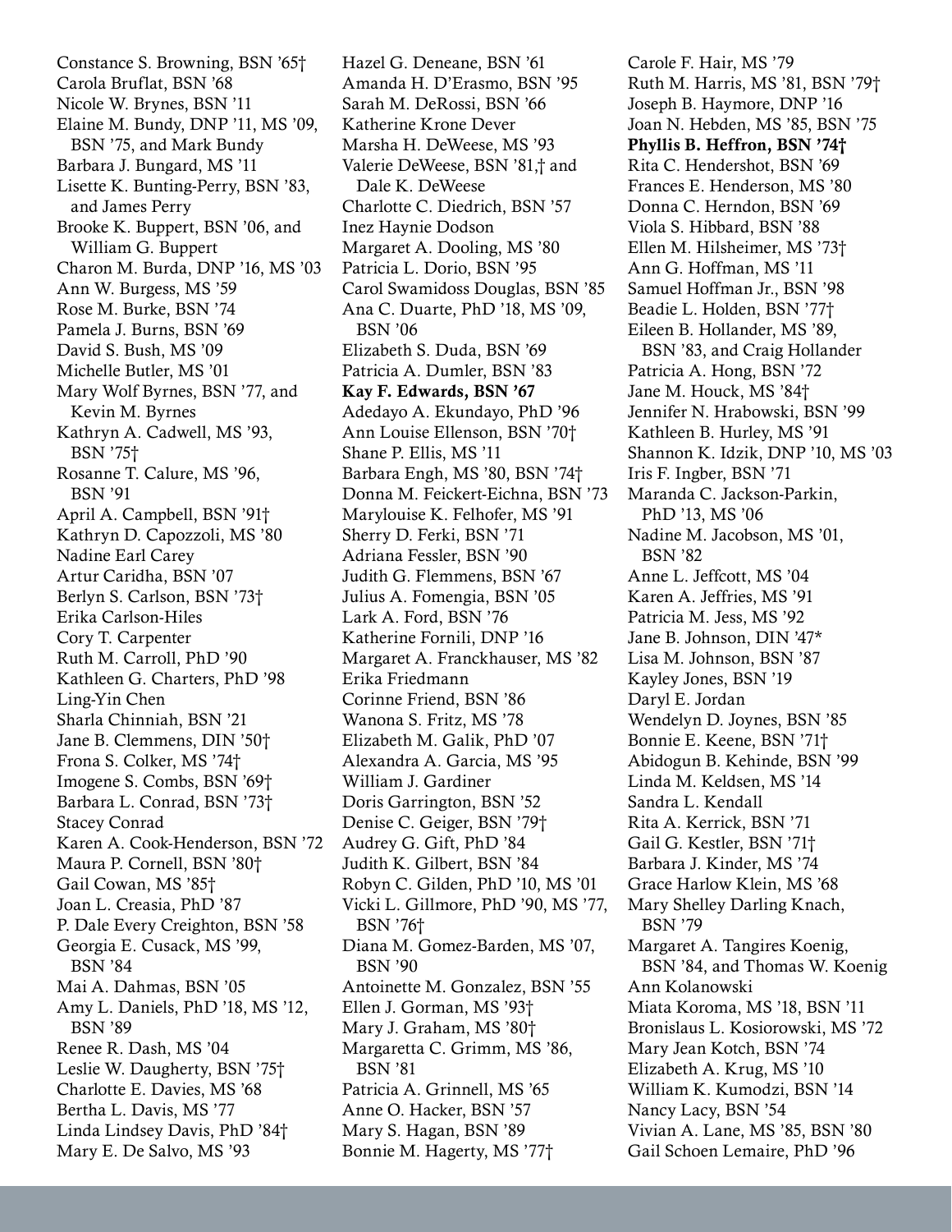Constance S. Browning, BSN ’65†
Carola Bruflat, BSN ’68
Nicole W. Brynes, BSN ’11
Elaine M. Bundy, DNP ’11, MS ’09, BSN ’75, and Mark Bundy
Barbara J. Bungard, MS ’11
Lisette K. Bunting-Perry, BSN ’83, and James Perry
Brooke K. Buppert, BSN ’06, and William G. Buppert
Charon M. Burda, DNP ’16, MS ’03
Ann W. Burgess, MS ’59
Rose M. Burke, BSN ’74
Pamela J. Burns, BSN ’69
David S. Bush, MS ’09
Michelle Butler, MS ’01
Mary Wolf Byrnes, BSN ’77, and Kevin M. Byrnes
Kathryn A. Cadwell, MS ’93, BSN ’75†
Rosanne T. Calure, MS ’96, BSN ’91
April A. Campbell, BSN ’91†
Kathryn D. Capozzoli, MS ’80
Nadine Earl Carey
Artur Caridha, BSN ’07
Berlyn S. Carlson, BSN ’73†
Erika Carlson-Hiles
Cory T. Carpenter
Ruth M. Carroll, PhD ’90
Kathleen G. Charters, PhD ’98
Ling-Yin Chen
Sharla Chinniah, BSN ’21
Jane B. Clemmens, DIN ’50†
Frona S. Colker, MS ’74†
Imogene S. Combs, BSN ’69†
Barbara L. Conrad, BSN ’73†
Stacey Conrad
Karen A. Cook-Henderson, BSN ’72
Maura P. Cornell, BSN ’80†
Gail Cowan, MS ’85†
Joan L. Creasia, PhD ’87
P. Dale Every Creighton, BSN ’58
Georgia E. Cusack, MS ’99, BSN ’84
Mai A. Dahmas, BSN ’05
Amy L. Daniels, PhD ’18, MS ’12, BSN ’89
Renee R. Dash, MS ’04
Leslie W. Daugherty, BSN ’75†
Charlotte E. Davies, MS ’68
Bertha L. Davis, MS ’77
Linda Lindsey Davis, PhD ’84†
Mary E. De Salvo, MS ’93
Hazel G. Deneane, BSN ’61
Amanda H. D’Erasmo, BSN ’95
Sarah M. DeRossi, BSN ’66
Katherine Krone Dever
Marsha H. DeWeese, MS ’93
Valerie DeWeese, BSN ’81,† and Dale K. DeWeese
Charlotte C. Diedrich, BSN ’57
Inez Haynie Dodson
Margaret A. Dooling, MS ’80
Patricia L. Dorio, BSN ’95
Carol Swamidoss Douglas, BSN ’85
Ana C. Duarte, PhD ’18, MS ’09, BSN ’06
Elizabeth S. Duda, BSN ’69
Patricia A. Dumler, BSN ’83
**Kay F. Edwards, BSN ’67**
Adedayo A. Ekundayo, PhD ’96
Ann Louise Ellenson, BSN ’70†
Shane P. Ellis, MS ’11
Barbara Engh, MS ’80, BSN ’74†
Donna M. Feickert-Eichna, BSN ’73
Marylouise K. Felhofer, MS ’91
Sherry D. Ferki, BSN ’71
Adriana Fessler, BSN ’90
Judith G. Flemmens, BSN ’67
Julius A. Fomengia, BSN ’05
Lark A. Ford, BSN ’76
Katherine Fornili, DNP ’16
Margaret A. Franckhauser, MS ’82
Erika Friedmann
Corinne Friend, BSN ’86
Wanona S. Fritz, MS ’78
Elizabeth M. Galik, PhD ’07
Alexandra A. Garcia, MS ’95
William J. Gardiner
Doris Garrington, BSN ’52
Denise C. Geiger, BSN ’79†
Audrey G. Gift, PhD ’84
Judith K. Gilbert, BSN ’84
Robyn C. Gilden, PhD ’10, MS ’01
Vicki L. Gillmore, PhD ’90, MS ’77, BSN ’76†
Diana M. Gomez-Barden, MS ’07, BSN ’90
Antoinette M. Gonzalez, BSN ’55
Ellen J. Gorman, MS ’93†
Mary J. Graham, MS ’80†
Margaretta C. Grimm, MS ’86, BSN ’81
Patricia A. Grinnell, MS ’65
Anne O. Hacker, BSN ’57
Mary S. Hagan, BSN ’89
Bonnie M. Hagerty, MS ’77†
Carole F. Hair, MS ’79
Ruth M. Harris, MS ’81, BSN ’79†
Joseph B. Haymore, DNP ’16
Joan N. Hebden, MS ’85, BSN ’75
**Phyllis B. Heffron, BSN ’74†**
Rita C. Hendershot, BSN ’69
Frances E. Henderson, MS ’80
Donna C. Herndon, BSN ’69
Viola S. Hibbard, BSN ’88
Ellen M. Hilsheimer, MS ’73†
Ann G. Hoffman, MS ’11
Samuel Hoffman Jr., BSN ’98
Beadie L. Holden, BSN ’77†
Eileen B. Hollander, MS ’89, BSN ’83, and Craig Hollander
Patricia A. Hong, BSN ’72
Jane M. Houck, MS ’84†
Jennifer N. Hrabowski, BSN ’99
Kathleen B. Hurley, MS ’91
Shannon K. Idzik, DNP ’10, MS ’03
Iris F. Ingber, BSN ’71
Maranda C. Jackson-Parkin, PhD ’13, MS ’06
Nadine M. Jacobson, MS ’01, BSN ’82
Anne L. Jeffcott, MS ’04
Karen A. Jeffries, MS ’91
Patricia M. Jess, MS ’92
Jane B. Johnson, DIN ’47*
Lisa M. Johnson, BSN ’87
Kayley Jones, BSN ’19
Daryl E. Jordan
Wendelyn D. Joynes, BSN ’85
Bonnie E. Keene, BSN ’71†
Abidogun B. Kehinde, BSN ’99
Linda M. Keldsen, MS ’14
Sandra L. Kendall
Rita A. Kerrick, BSN ’71
Gail G. Kestler, BSN ’71†
Barbara J. Kinder, MS ’74
Grace Harlow Klein, MS ’68
Mary Shelley Darling Knach, BSN ’79
Margaret A. Tangires Koenig, BSN ’84, and Thomas W. Koenig
Ann Kolanowski
Miata Koroma, MS ’18, BSN ’11
Bronislaus L. Kosiorowski, MS ’72
Mary Jean Kotch, BSN ’74
Elizabeth A. Krug, MS ’10
William K. Kumodzi, BSN ’14
Nancy Lacy, BSN ’54
Vivian A. Lane, MS ’85, BSN ’80
Gail Schoen Lemaire, PhD ’96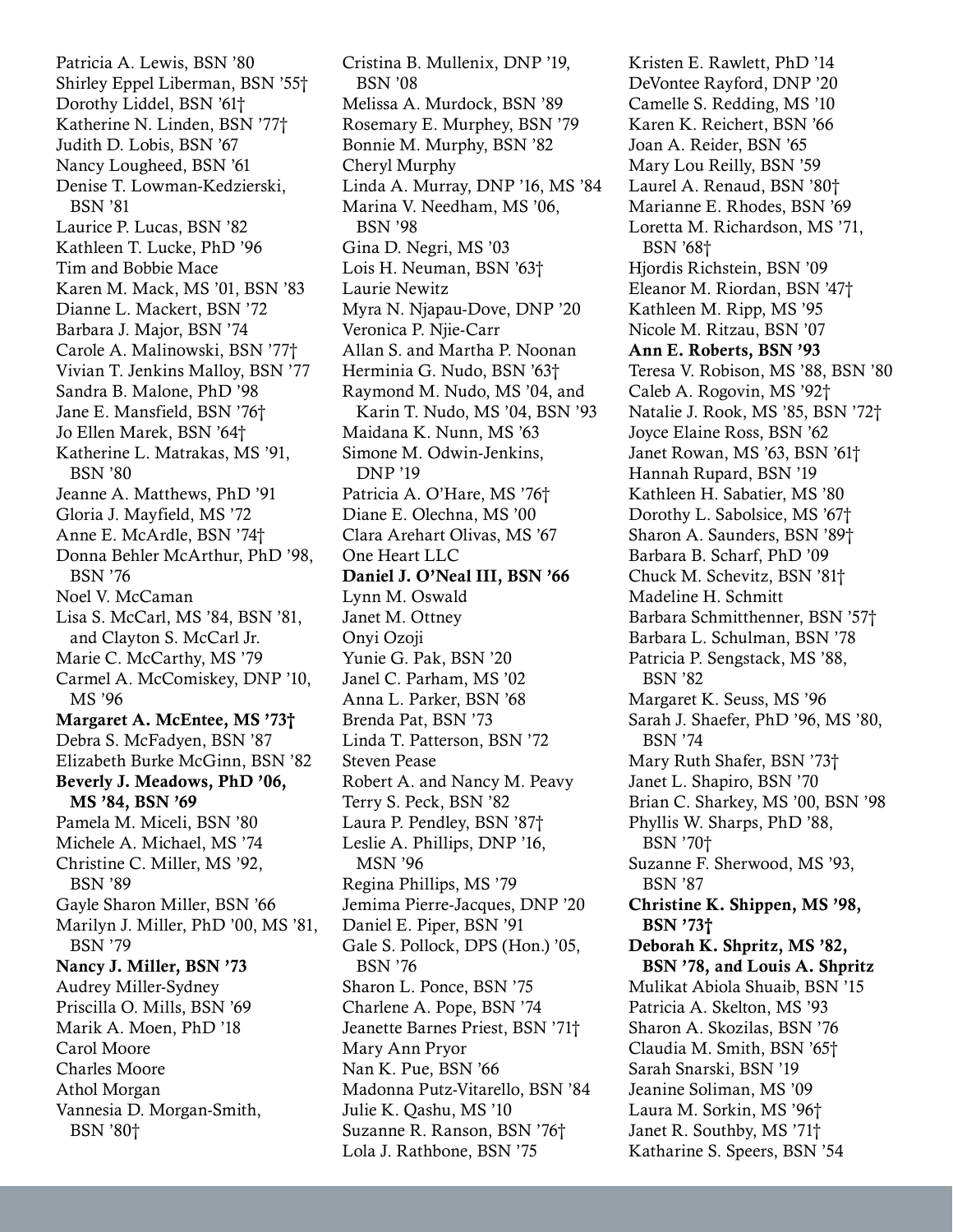Patricia A. Lewis, BSN '80
Shirley Eppel Liberman, BSN '55†
Dorothy Liddel, BSN '61†
Katherine N. Linden, BSN '77†
Judith D. Lobis, BSN '67
Nancy Lougheed, BSN '61
Denise T. Lowman-Kedzierski, BSN '81
Laurice P. Lucas, BSN '82
Kathleen T. Lucke, PhD '96
Tim and Bobbie Mace
Karen M. Mack, MS '01, BSN '83
Dianne L. Mackert, BSN '72
Barbara J. Major, BSN '74
Carole A. Malinowski, BSN '77†
Vivian T. Jenkins Malloy, BSN '77
Sandra B. Malone, PhD '98
Jane E. Mansfield, BSN '76†
Jo Ellen Marek, BSN '64†
Katherine L. Matrakas, MS '91, BSN '80
Jeanne A. Matthews, PhD '91
Gloria J. Mayfield, MS '72
Anne E. McArdle, BSN '74†
Donna Behler McArthur, PhD '98, BSN '76
Noel V. McCaman
Lisa S. McCarl, MS '84, BSN '81, and Clayton S. McCarl Jr.
Marie C. McCarthy, MS '79
Carmel A. McComiskey, DNP '10, MS '96
**Margaret A. McEntee, MS '73†**
Debra S. McFadyen, BSN '87
Elizabeth Burke McGinn, BSN '82
**Beverly J. Meadows, PhD '06, MS '84, BSN '69**
Pamela M. Miceli, BSN '80
Michele A. Michael, MS '74
Christine C. Miller, MS '92, BSN '89
Gayle Sharon Miller, BSN '66
Marilyn J. Miller, PhD '00, MS '81, BSN '79
**Nancy J. Miller, BSN '73**
Audrey Miller-Sydney
Priscilla O. Mills, BSN '69
Marik A. Moen, PhD '18
Carol Moore
Charles Moore
Athol Morgan
Vannesia D. Morgan-Smith, BSN '80†
Cristina B. Mullenix, DNP '19, BSN '08
Melissa A. Murdock, BSN '89
Rosemary E. Murphey, BSN '79
Bonnie M. Murphy, BSN '82
Cheryl Murphy
Linda A. Murray, DNP '16, MS '84
Marina V. Needham, MS '06, BSN '98
Gina D. Negri, MS '03
Lois H. Neuman, BSN '63†
Laurie Newitz
Myra N. Njapau-Dove, DNP '20
Veronica P. Njie-Carr
Allan S. and Martha P. Noonan
Herminia G. Nudo, BSN '63†
Raymond M. Nudo, MS '04, and Karin T. Nudo, MS '04, BSN '93
Maidana K. Nunn, MS '63
Simone M. Odwin-Jenkins, DNP '19
Patricia A. O'Hare, MS '76†
Diane E. Olechna, MS '00
Clara Arehart Olivas, MS '67
One Heart LLC
**Daniel J. O'Neal III, BSN '66**
Lynn M. Oswald
Janet M. Ottney
Onyi Ozoji
Yunie G. Pak, BSN '20
Janel C. Parham, MS '02
Anna L. Parker, BSN '68
Brenda Pat, BSN '73
Linda T. Patterson, BSN '72
Steven Pease
Robert A. and Nancy M. Peavy
Terry S. Peck, BSN '82
Laura P. Pendley, BSN '87†
Leslie A. Phillips, DNP '16, MSN '96
Regina Phillips, MS '79
Jemima Pierre-Jacques, DNP '20
Daniel E. Piper, BSN '91
Gale S. Pollock, DPS (Hon.) '05, BSN '76
Sharon L. Ponce, BSN '75
Charlene A. Pope, BSN '74
Jeanette Barnes Priest, BSN '71†
Mary Ann Pryor
Nan K. Pue, BSN '66
Madonna Putz-Vitarello, BSN '84
Julie K. Qashu, MS '10
Suzanne R. Ranson, BSN '76†
Lola J. Rathbone, BSN '75
Kristen E. Rawlett, PhD '14
DeVontee Rayford, DNP '20
Camelle S. Redding, MS '10
Karen K. Reichert, BSN '66
Joan A. Reider, BSN '65
Mary Lou Reilly, BSN '59
Laurel A. Renaud, BSN '80†
Marianne E. Rhodes, BSN '69
Loretta M. Richardson, MS '71, BSN '68†
Hjordis Richstein, BSN '09
Eleanor M. Riordan, BSN '47†
Kathleen M. Ripp, MS '95
Nicole M. Ritzau, BSN '07
**Ann E. Roberts, BSN '93**
Teresa V. Robison, MS '88, BSN '80
Caleb A. Rogovin, MS '92†
Natalie J. Rook, MS '85, BSN '72†
Joyce Elaine Ross, BSN '62
Janet Rowan, MS '63, BSN '61†
Hannah Rupard, BSN '19
Kathleen H. Sabatier, MS '80
Dorothy L. Sabolsice, MS '67†
Sharon A. Saunders, BSN '89†
Barbara B. Scharf, PhD '09
Chuck M. Schevitz, BSN '81†
Madeline H. Schmitt
Barbara Schmitthenner, BSN '57†
Barbara L. Schulman, BSN '78
Patricia P. Sengstack, MS '88, BSN '82
Margaret K. Seuss, MS '96
Sarah J. Shaefer, PhD '96, MS '80, BSN '74
Mary Ruth Shafer, BSN '73†
Janet L. Shapiro, BSN '70
Brian C. Sharkey, MS '00, BSN '98
Phyllis W. Sharps, PhD '88, BSN '70†
Suzanne F. Sherwood, MS '93, BSN '87
**Christine K. Shippen, MS '98, BSN '73†**
**Deborah K. Shpritz, MS '82, BSN '78, and Louis A. Shpritz**
Mulikat Abiola Shuaib, BSN '15
Patricia A. Skelton, MS '93
Sharon A. Skozilas, BSN '76
Claudia M. Smith, BSN '65†
Sarah Snarski, BSN '19
Jeanine Soliman, MS '09
Laura M. Sorkin, MS '96†
Janet R. Southby, MS '71†
Katharine S. Speers, BSN '54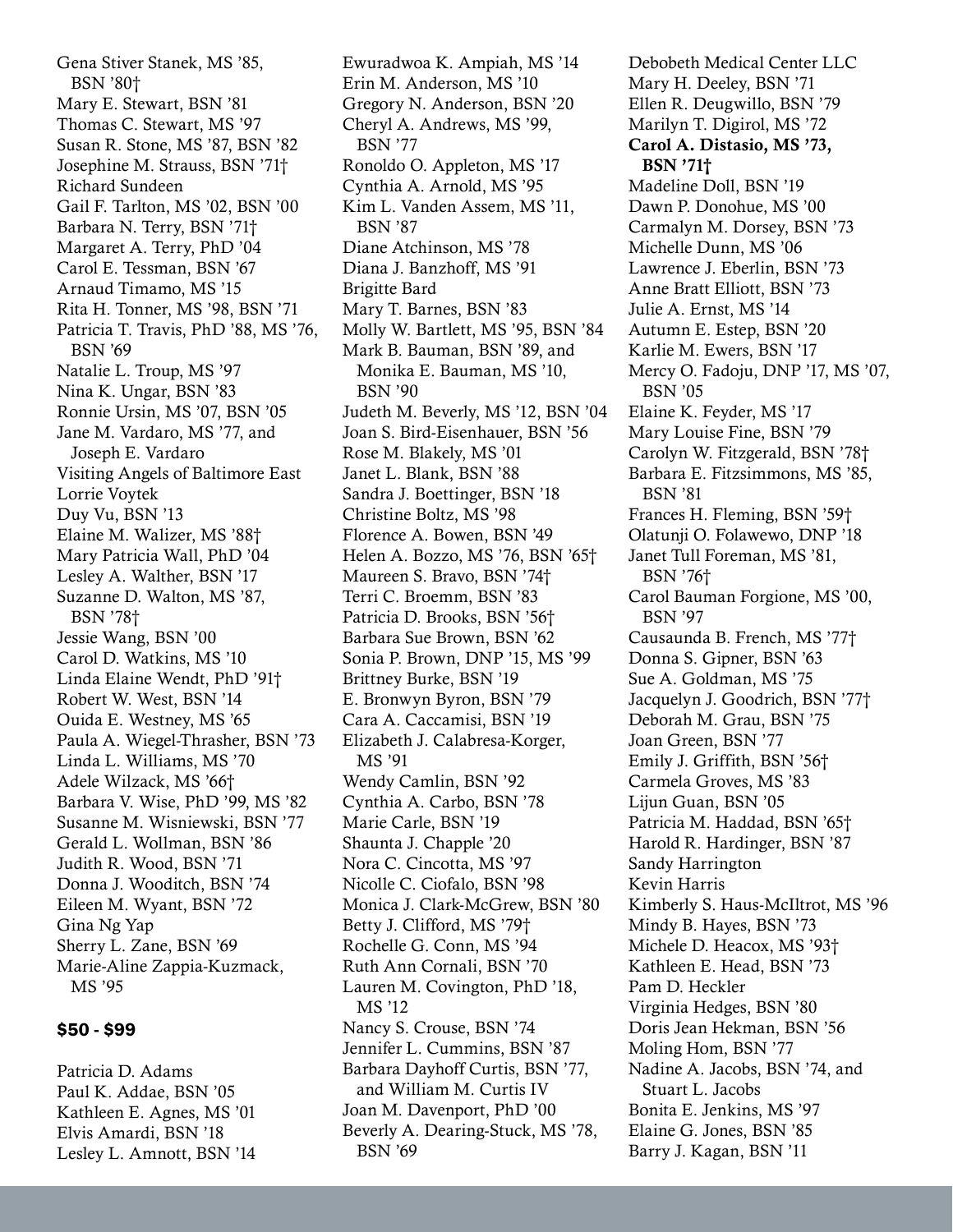Gena Stiver Stanek, MS ’85, BSN ’80†
Mary E. Stewart, BSN ’81
Thomas C. Stewart, MS ’97
Susan R. Stone, MS ’87, BSN ’82
Josephine M. Strauss, BSN ’71†
Richard Sundeen
Gail F. Tarlton, MS ’02, BSN ’00
Barbara N. Terry, BSN ’71†
Margaret A. Terry, PhD ’04
Carol E. Tessman, BSN ’67
Arnaud Timamo, MS ’15
Rita H. Tonner, MS ’98, BSN ’71
Patricia T. Travis, PhD ’88, MS ’76, BSN ’69
Natalie L. Troup, MS ’97
Nina K. Ungar, BSN ’83
Ronnie Ursin, MS ’07, BSN ’05
Jane M. Vardaro, MS ’77, and Joseph E. Vardaro
Visiting Angels of Baltimore East
Lorrie Voytek
Duy Vu, BSN ’13
Elaine M. Walizer, MS ’88†
Mary Patricia Wall, PhD ’04
Lesley A. Walther, BSN ’17
Suzanne D. Walton, MS ’87, BSN ’78†
Jessie Wang, BSN ’00
Carol D. Watkins, MS ’10
Linda Elaine Wendt, PhD ’91†
Robert W. West, BSN ’14
Ouida E. Westney, MS ’65
Paula A. Wiegel-Thrasher, BSN ’73
Linda L. Williams, MS ’70
Adele Wilzack, MS ’66†
Barbara V. Wise, PhD ’99, MS ’82
Susanne M. Wisniewski, BSN ’77
Gerald L. Wollman, BSN ’86
Judith R. Wood, BSN ’71
Donna J. Wooditch, BSN ’74
Eileen M. Wyant, BSN ’72
Gina Ng Yap
Sherry L. Zane, BSN ’69
Marie-Aline Zappia-Kuzmack, MS ’95

## $50 - $99

Patricia D. Adams
Paul K. Addae, BSN ’05
Kathleen E. Agnes, MS ’01
Elvis Amardi, BSN ’18
Lesley L. Amnott, BSN ’14
Ewuradwoa K. Ampiah, MS ’14
Erin M. Anderson, MS ’10
Gregory N. Anderson, BSN ’20
Cheryl A. Andrews, MS ’99, BSN ’77
Ronoldo O. Appleton, MS ’17
Cynthia A. Arnold, MS ’95
Kim L. Vanden Assem, MS ’11, BSN ’87
Diane Atchinson, MS ’78
Diana J. Banzhoff, MS ’91
Brigitte Bard
Mary T. Barnes, BSN ’83
Molly W. Bartlett, MS ’95, BSN ’84
Mark B. Bauman, BSN ’89, and Monika E. Bauman, MS ’10, BSN ’90
Judeth M. Beverly, MS ’12, BSN ’04
Joan S. Bird-Eisenhauer, BSN ’56
Rose M. Blakely, MS ’01
Janet L. Blank, BSN ’88
Sandra J. Boettinger, BSN ’18
Christine Boltz, MS ’98
Florence A. Bowen, BSN ’49
Helen A. Bozzo, MS ’76, BSN ’65†
Maureen S. Bravo, BSN ’74†
Terri C. Broemm, BSN ’83
Patricia D. Brooks, BSN ’56†
Barbara Sue Brown, BSN ’62
Sonia P. Brown, DNP ’15, MS ’99
Brittney Burke, BSN ’19
E. Bronwyn Byron, BSN ’79
Cara A. Caccamisi, BSN ’19
Elizabeth J. Calabresa-Korger, MS ’91
Wendy Camlin, BSN ’92
Cynthia A. Carbo, BSN ’78
Marie Carle, BSN ’19
Shaunta J. Chapple ’20
Nora C. Cincotta, MS ’97
Nicolle C. Ciofalo, BSN ’98
Monica J. Clark-McGrew, BSN ’80
Betty J. Clifford, MS ’79†
Rochelle G. Conn, MS ’94
Ruth Ann Cornali, BSN ’70
Lauren M. Covington, PhD ’18, MS ’12
Nancy S. Crouse, BSN ’74
Jennifer L. Cummins, BSN ’87
Barbara Dayhoff Curtis, BSN ’77, and William M. Curtis IV
Joan M. Davenport, PhD ’00
Beverly A. Dearing-Stuck, MS ’78, BSN ’69
Debobeth Medical Center LLC
Mary H. Deeley, BSN ’71
Ellen R. Deugwillo, BSN ’79
Marilyn T. Digirol, MS ’72
**Carol A. Distasio, MS ’73, BSN ’71†**
Madeline Doll, BSN ’19
Dawn P. Donohue, MS ’00
Carmalyn M. Dorsey, BSN ’73
Michelle Dunn, MS ’06
Lawrence J. Eberlin, BSN ’73
Anne Bratt Elliott, BSN ’73
Julie A. Ernst, MS ’14
Autumn E. Estep, BSN ’20
Karlie M. Ewers, BSN ’17
Mercy O. Fadoju, DNP ’17, MS ’07, BSN ’05
Elaine K. Feyder, MS ’17
Mary Louise Fine, BSN ’79
Carolyn W. Fitzgerald, BSN ’78†
Barbara E. Fitzsimmons, MS ’85, BSN ’81
Frances H. Fleming, BSN ’59†
Olatunji O. Folawewo, DNP ’18
Janet Tull Foreman, MS ’81, BSN ’76†
Carol Bauman Forgione, MS ’00, BSN ’97
Causaunda B. French, MS ’77†
Donna S. Gipner, BSN ’63
Sue A. Goldman, MS ’75
Jacquelyn J. Goodrich, BSN ’77†
Deborah M. Grau, BSN ’75
Joan Green, BSN ’77
Emily J. Griffith, BSN ’56†
Carmela Groves, MS ’83
Lijun Guan, BSN ’05
Patricia M. Haddad, BSN ’65†
Harold R. Hardinger, BSN ’87
Sandy Harrington
Kevin Harris
Kimberly S. Haus-McIltrot, MS ’96
Mindy B. Hayes, BSN ’73
Michele D. Heacox, MS ’93†
Kathleen E. Head, BSN ’73
Pam D. Heckler
Virginia Hedges, BSN ’80
Doris Jean Hekman, BSN ’56
Moling Hom, BSN ’77
Nadine A. Jacobs, BSN ’74, and Stuart L. Jacobs
Bonita E. Jenkins, MS ’97
Elaine G. Jones, BSN ’85
Barry J. Kagan, BSN ’11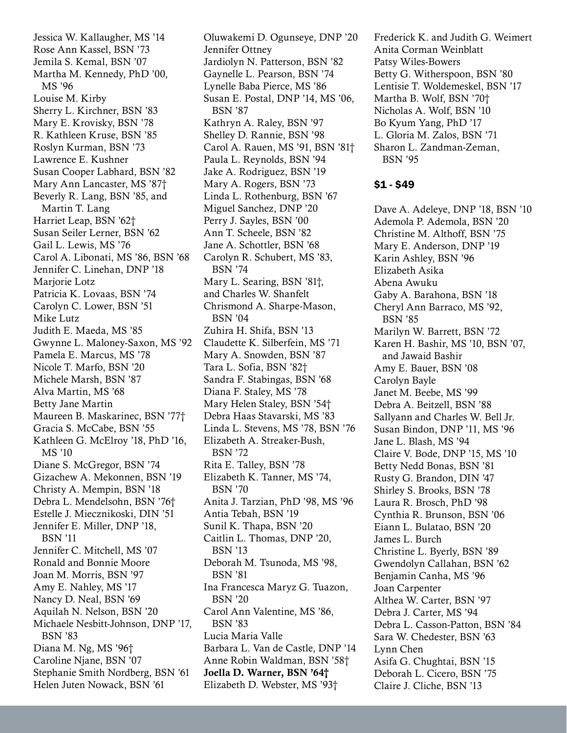Jessica W. Kallaugher, MS ’14
Rose Ann Kassel, BSN ’73
Jemila S. Kemal, BSN ’07
Martha M. Kennedy, PhD ’00, MS ’96
Louise M. Kirby
Sherry L. Kirchner, BSN ’83
Mary E. Krovisky, BSN ’78
R. Kathleen Kruse, BSN ’85
Roslyn Kurman, BSN ’73
Lawrence E. Kushner
Susan Cooper Labhard, BSN ’82
Mary Ann Lancaster, MS ’87†
Beverly R. Lang, BSN ’85, and Martin T. Lang
Harriet Leap, BSN ’62†
Susan Seiler Lerner, BSN ’62
Gail L. Lewis, MS ’76
Carol A. Libonati, MS ’86, BSN ’68
Jennifer C. Linehan, DNP ’18
Marjorie Lotz
Patricia K. Lovaas, BSN ’74
Carolyn C. Lower, BSN ’51
Mike Lutz
Judith E. Maeda, MS ’85
Gwynne L. Maloney-Saxon, MS ’92
Pamela E. Marcus, MS ’78
Nicole T. Marfo, BSN ’20
Michele Marsh, BSN ’87
Alva Martin, MS ’68
Betty Jane Martin
Maureen B. Maskarinec, BSN ’77†
Gracia S. McCabe, BSN ’55
Kathleen G. McElroy ’18, PhD ’16, MS ’10
Diane S. McGregor, BSN ’74
Gizachew A. Mekonnen, BSN ’19
Christy A. Mempin, BSN ’18
Debra L. Mendelsohn, BSN ’76†
Estelle J. Miecznikoski, DIN ’51
Jennifer E. Miller, DNP ’18, BSN ’11
Jennifer C. Mitchell, MS ’07
Ronald and Bonnie Moore
Joan M. Morris, BSN ’97
Amy E. Nahley, MS ’17
Nancy D. Neal, BSN ’69
Aquilah N. Nelson, BSN ’20
Michaele Nesbitt-Johnson, DNP ’17, BSN ’83
Diana M. Ng, MS ’96†
Caroline Njane, BSN ’07
Stephanie Smith Nordberg, BSN ’61
Helen Juten Nowack, BSN ’61
Oluwakemi D. Ogunseye, DNP ’20
Jennifer Ottney
Jardiolyn N. Patterson, BSN ’82
Gaynelle L. Pearson, BSN ’74
Lynelle Baba Pierce, MS ’86
Susan E. Postal, DNP ’14, MS ’06, BSN ’87
Kathryn A. Raley, BSN ’97
Shelley D. Rannie, BSN ’98
Carol A. Rauen, MS ’91, BSN ’81†
Paula L. Reynolds, BSN ’94
Jake A. Rodriguez, BSN ’19
Mary A. Rogers, BSN ’73
Linda L. Rothenburg, BSN ’67
Miguel Sanchez, DNP ’20
Perry J. Sayles, BSN ’00
Ann T. Scheele, BSN ’82
Jane A. Schottler, BSN ’68
Carolyn R. Schubert, MS ’83, BSN ’74
Mary L. Searing, BSN ’81†, and Charles W. Shanfelt
Chrismond A. Sharpe-Mason, BSN ’04
Zuhira H. Shifa, BSN ’13
Claudette K. Silberfein, MS ’71
Mary A. Snowden, BSN ’87
Tara L. Sofia, BSN ’82†
Sandra F. Stabingas, BSN ’68
Diana F. Staley, MS ’78
Mary Helen Staley, BSN ’54†
Debra Haas Stavarski, MS ’83
Linda L. Stevens, MS ’78, BSN ’76
Elizabeth A. Streaker-Bush, BSN ’72
Rita E. Talley, BSN ’78
Elizabeth K. Tanner, MS ’74, BSN ’70
Anita J. Tarzian, PhD ’98, MS ’96
Antia Tebah, BSN ’19
Sunil K. Thapa, BSN ’20
Caitlin L. Thomas, DNP ’20, BSN ’13
Deborah M. Tsunoda, MS ’98, BSN ’81
Ina Francesca Maryz G. Tuazon, BSN ’20
Carol Ann Valentine, MS ’86, BSN ’83
Lucia Maria Valle
Barbara L. Van de Castle, DNP ’14
Anne Robin Waldman, BSN ’58†
**Joella D. Warner, BSN ’64†**
Elizabeth D. Webster, MS ’93†
Frederick K. and Judith G. Weimert
Anita Corman Weinblatt
Patsy Wiles-Bowers
Betty G. Witherspoon, BSN ’80
Lentisie T. Woldemeskel, BSN ’17
Martha B. Wolf, BSN ’70†
Nicholas A. Wolf, BSN ’10
Bo Kyum Yang, PhD ’17
L. Gloria M. Zalos, BSN ’71
Sharon L. Zandman-Zeman, BSN ’95

### $1 - $49

Dave A. Adeleye, DNP ’18, BSN ’10
Ademola P. Ademola, BSN ’20
Christine M. Althoff, BSN ’75
Mary E. Anderson, DNP ’19
Karin Ashley, BSN ’96
Elizabeth Asika
Abena Awuku
Gaby A. Barahona, BSN ’18
Cheryl Ann Barraco, MS ’92, BSN ’85
Marilyn W. Barrett, BSN ’72
Karen H. Bashir, MS ’10, BSN ’07, and Jawaid Bashir
Amy E. Bauer, BSN ’08
Carolyn Bayle
Janet M. Beebe, MS ’99
Debra A. Beitzell, BSN ’88
Sallyann and Charles W. Bell Jr.
Susan Bindon, DNP ’11, MS ’96
Jane L. Blash, MS ’94
Claire V. Bode, DNP ’15, MS ’10
Betty Nedd Bonas, BSN ’81
Rusty G. Brandon, DIN ’47
Shirley S. Brooks, BSN ’78
Laura R. Brosch, PhD ’98
Cynthia R. Brunson, BSN ’06
Eiann L. Bulatao, BSN ’20
James L. Burch
Christine L. Byerly, BSN ’89
Gwendolyn Callahan, BSN ’62
Benjamin Canha, MS ’96
Joan Carpenter
Althea W. Carter, BSN ’97
Debra J. Carter, MS ’94
Debra L. Casson-Patton, BSN ’84
Sara W. Chedester, BSN ’63
Lynn Chen
Asifa G. Chughtai, BSN ’15
Deborah L. Cicero, BSN ’75
Claire J. Cliche, BSN ’13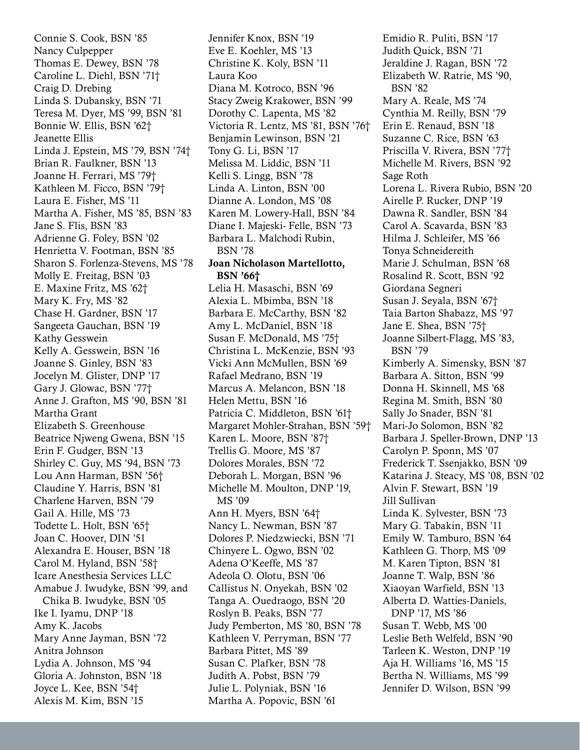Connie S. Cook, BSN ’85
Nancy Culpepper
Thomas E. Dewey, BSN ’78
Caroline L. Diehl, BSN ’71†
Craig D. Drebing
Linda S. Dubansky, BSN ’71
Teresa M. Dyer, MS ’99, BSN ’81
Bonnie W. Ellis, BSN ’62†
Jeanette Ellis
Linda J. Epstein, MS ’79, BSN ’74†
Brian R. Faulkner, BSN ’13
Joanne H. Ferrari, MS ’79†
Kathleen M. Ficco, BSN ’79†
Laura E. Fisher, MS ’11
Martha A. Fisher, MS ’85, BSN ’83
Jane S. Flis, BSN ’83
Adrienne G. Foley, BSN ’02
Henrietta V. Footman, BSN ’85
Sharon S. Forlenza-Stevens, MS ’78
Molly E. Freitag, BSN ’03
E. Maxine Fritz, MS ’62†
Mary K. Fry, MS ’82
Chase H. Gardner, BSN ’17
Sangeeta Gauchan, BSN ’19
Kathy Gesswein
Kelly A. Gesswein, BSN ’16
Joanne S. Ginley, BSN ’83
Jocelyn M. Glister, DNP ’17
Gary J. Glowac, BSN ’77†
Anne J. Grafton, MS ’90, BSN ’81
Martha Grant
Elizabeth S. Greenhouse
Beatrice Njweng Gwena, BSN ’15
Erin F. Gudger, BSN ’13
Shirley C. Guy, MS ’94, BSN ’73
Lou Ann Harman, BSN ’56†
Claudine Y. Harris, BSN ’81
Charlene Harven, BSN ’79
Gail A. Hille, MS ’73
Todette L. Holt, BSN ’65†
Joan C. Hoover, DIN ’51
Alexandra E. Houser, BSN ’18
Carol M. Hyland, BSN ’58†
Icare Anesthesia Services LLC
Amabue J. Iwudyke, BSN ’99, and Chika B. Iwudyke, BSN ’05
Ike I. Iyamu, DNP ’18
Amy K. Jacobs
Mary Anne Jayman, BSN ’72
Anitra Johnson
Lydia A. Johnson, MS ’94
Gloria A. Johnston, BSN ’18
Joyce L. Kee, BSN ’54†
Alexis M. Kim, BSN ’15
Jennifer Knox, BSN ’19
Eve E. Koehler, MS ’13
Christine K. Koly, BSN ’11
Laura Koo
Diana M. Kotroco, BSN ’96
Stacy Zweig Krakower, BSN ’99
Dorothy C. Lapenta, MS ’82
Victoria R. Lentz, MS ’81, BSN ’76†
Benjamin Lewinson, BSN ’21
Tony G. Li, BSN ’17
Melissa M. Liddic, BSN ’11
Kelli S. Lingg, BSN ’78
Linda A. Linton, BSN ’00
Dianne A. London, MS ’08
Karen M. Lowery-Hall, BSN ’84
Diane I. Majeski- Felle, BSN ’73
Barbara L. Malchodi Rubin, BSN ’78
**Joan Nicholason Martellotto, BSN ’66†**
Lelia H. Masaschi, BSN ’69
Alexia L. Mbimba, BSN ’18
Barbara E. McCarthy, BSN ’82
Amy L. McDaniel, BSN ’18
Susan F. McDonald, MS ’75†
Christina L. McKenzie, BSN ’93
Vicki Ann McMullen, BSN ’69
Rafael Medrano, BSN ’19
Marcus A. Melancon, BSN ’18
Helen Mettu, BSN ’16
Patricia C. Middleton, BSN ’61†
Margaret Mohler-Strahan, BSN ’59†
Karen L. Moore, BSN ’87†
Trellis G. Moore, MS ’87
Dolores Morales, BSN ’72
Deborah L. Morgan, BSN ’96
Michelle M. Moulton, DNP ’19, MS ’09
Ann H. Myers, BSN ’64†
Nancy L. Newman, BSN ’87
Dolores P. Niedzwiecki, BSN ’71
Chinyere L. Ogwo, BSN ’02
Adena O’Keeffe, MS ’87
Adeola O. Olotu, BSN ’06
Callistus N. Onyekah, BSN ’02
Tanga A. Ouedraogo, BSN ’20
Roslyn B. Peaks, BSN ’77
Judy Pemberton, MS ’80, BSN ’78
Kathleen V. Perryman, BSN ’77
Barbara Pittet, MS ’89
Susan C. Plafker, BSN ’78
Judith A. Pobst, BSN ’79
Julie L. Polyniak, BSN ’16
Martha A. Popovic, BSN ’61
Emidio R. Puliti, BSN ’17
Judith Quick, BSN ’71
Jeraldine J. Ragan, BSN ’72
Elizabeth W. Ratrie, MS ’90, BSN ’82
Mary A. Reale, MS ’74
Cynthia M. Reilly, BSN ’79
Erin E. Renaud, BSN ’18
Suzanne C. Rice, BSN ’63
Priscilla V. Rivera, BSN ’77†
Michelle M. Rivers, BSN ’92
Sage Roth
Lorena L. Rivera Rubio, BSN ’20
Airelle P. Rucker, DNP ’19
Dawna R. Sandler, BSN ’84
Carol A. Scavarda, BSN ’83
Hilma J. Schleifer, MS ’66
Tonya Schneidereith
Marie J. Schulman, BSN ’68
Rosalind R. Scott, BSN ’92
Giordana Segneri
Susan J. Seyala, BSN ’67†
Taia Barton Shabazz, MS ’97
Jane E. Shea, BSN ’75†
Joanne Silbert-Flagg, MS ’83, BSN ’79
Kimberly A. Simensky, BSN ’87
Barbara A. Sitton, BSN ’99
Donna H. Skinnell, MS ’68
Regina M. Smith, BSN ’80
Sally Jo Snader, BSN ’81
Mari-Jo Solomon, BSN ’82
Barbara J. Speller-Brown, DNP ’13
Carolyn P. Sponn, MS ’07
Frederick T. Ssenjakko, BSN ’09
Katarina J. Steacy, MS ’08, BSN ’02
Alvin F. Stewart, BSN ’19
Jill Sullivan
Linda K. Sylvester, BSN ’73
Mary G. Tabakin, BSN ’11
Emily W. Tamburo, BSN ’64
Kathleen G. Thorp, MS ’09
M. Karen Tipton, BSN ’81
Joanne T. Walp, BSN ’86
Xiaoyan Warfield, BSN ’13
Alberta D. Watties-Daniels, DNP ’17, MS ’86
Susan T. Webb, MS ’00
Leslie Beth Welfeld, BSN ’90
Tarleen K. Weston, DNP ’19
Aja H. Williams ’16, MS ’15
Bertha N. Williams, MS ’99
Jennifer D. Wilson, BSN ’99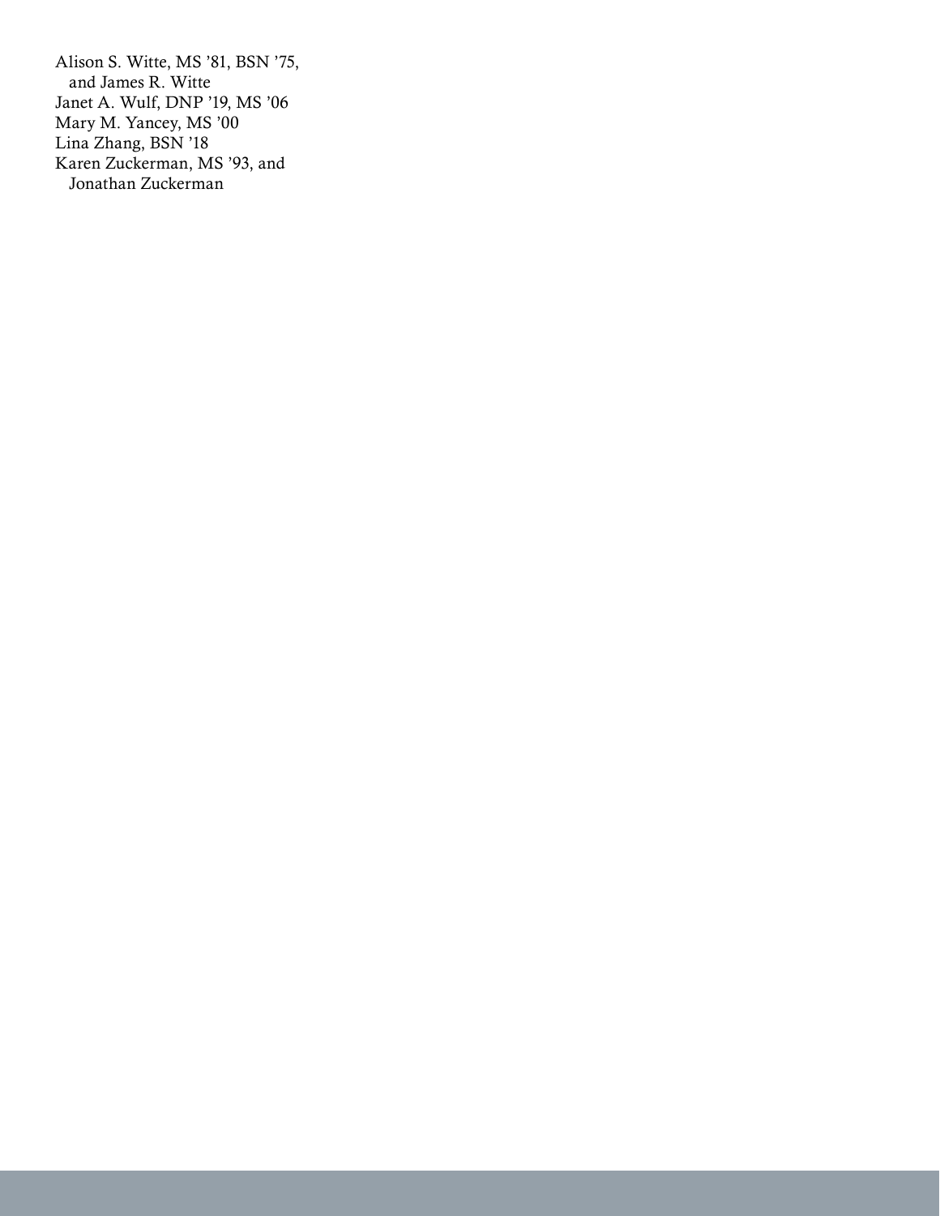Alison S. Witte, MS ’81, BSN ’75, and James R. Witte

Janet A. Wulf, DNP ’19, MS ’06

Mary M. Yancey, MS ’00

Lina Zhang, BSN ’18

Karen Zuckerman, MS ’93, and Jonathan Zuckerman